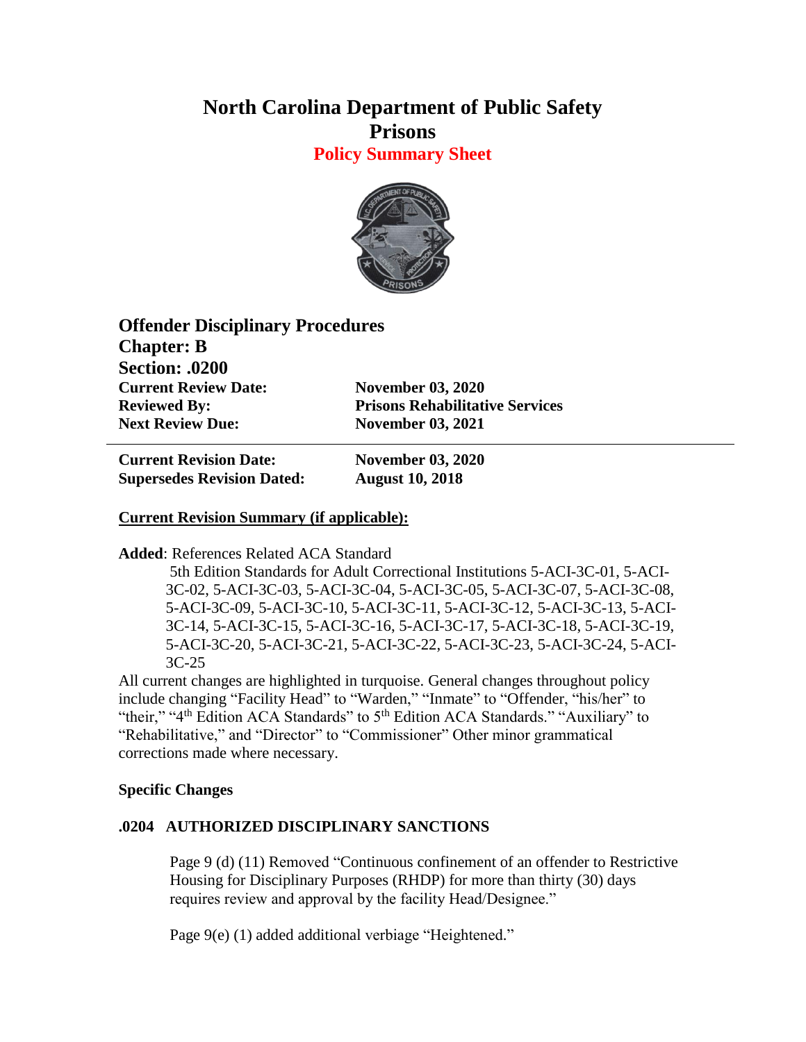# North Carolina Department of Public Safety
# Prisons
## Policy Summary Sheet

**Offender Disciplinary Procedures**
**Chapter: B**
**Section: .0200**

| | |
|---|---|
| **Current Review Date:** | **November 03, 2020** |
| **Reviewed By:** | **Prisons Rehabilitative Services** |
| **Next Review Due:** | **November 03, 2021** |

---

| | |
|---|---|
| **Current Revision Date:** | **November 03, 2020** |
| **Supersedes Revision Dated:** | **August 10, 2018** |

**Current Revision Summary (if applicable):**

**Added**: References Related ACA Standard

5th Edition Standards for Adult Correctional Institutions 5-ACI-3C-01, 5-ACI-3C-02, 5-ACI-3C-03, 5-ACI-3C-04, 5-ACI-3C-05, 5-ACI-3C-07, 5-ACI-3C-08, 5-ACI-3C-09, 5-ACI-3C-10, 5-ACI-3C-11, 5-ACI-3C-12, 5-ACI-3C-13, 5-ACI-3C-14, 5-ACI-3C-15, 5-ACI-3C-16, 5-ACI-3C-17, 5-ACI-3C-18, 5-ACI-3C-19, 5-ACI-3C-20, 5-ACI-3C-21, 5-ACI-3C-22, 5-ACI-3C-23, 5-ACI-3C-24, 5-ACI-3C-25

All current changes are highlighted in turquoise. General changes throughout policy include changing "Facility Head" to "Warden," "Inmate" to "Offender, "his/her" to "their," "4th Edition ACA Standards" to 5th Edition ACA Standards." "Auxiliary" to "Rehabilitative," and "Director" to "Commissioner" Other minor grammatical corrections made where necessary.

**Specific Changes**

**.0204 AUTHORIZED DISCIPLINARY SANCTIONS**

Page 9 (d) (11) Removed "Continuous confinement of an offender to Restrictive Housing for Disciplinary Purposes (RHDP) for more than thirty (30) days requires review and approval by the facility Head/Designee."

Page 9(e) (1) added additional verbiage "Heightened."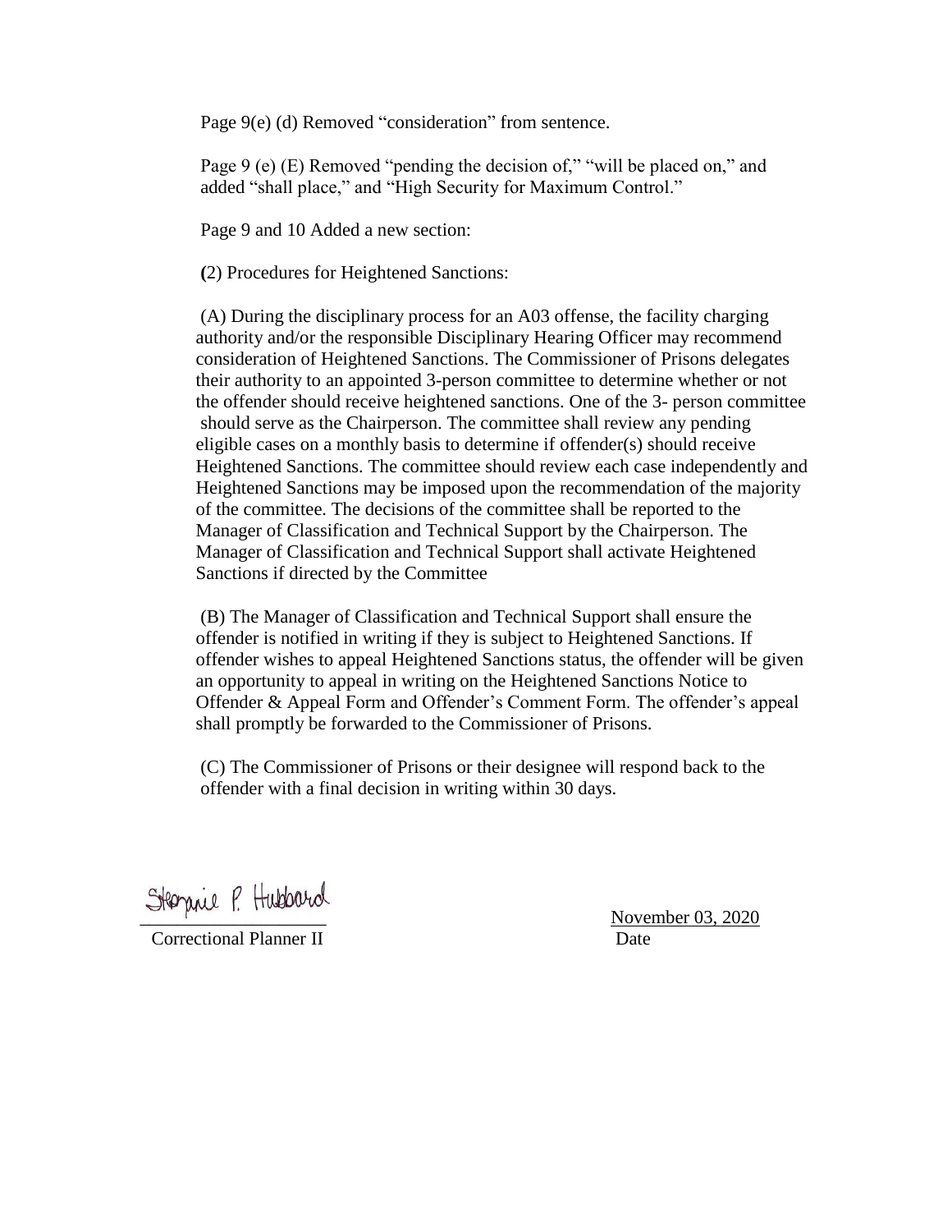Page 9(e) (d) Removed "consideration" from sentence.

Page 9 (e) (E) Removed "pending the decision of," "will be placed on," and added "shall place," and "High Security for Maximum Control."

Page 9 and 10 Added a new section:

**(**2) Procedures for Heightened Sanctions:

(A) During the disciplinary process for an A03 offense, the facility charging authority and/or the responsible Disciplinary Hearing Officer may recommend consideration of Heightened Sanctions. The Commissioner of Prisons delegates their authority to an appointed 3-person committee to determine whether or not the offender should receive heightened sanctions. One of the 3- person committee should serve as the Chairperson. The committee shall review any pending eligible cases on a monthly basis to determine if offender(s) should receive Heightened Sanctions. The committee should review each case independently and Heightened Sanctions may be imposed upon the recommendation of the majority of the committee. The decisions of the committee shall be reported to the Manager of Classification and Technical Support by the Chairperson. The Manager of Classification and Technical Support shall activate Heightened Sanctions if directed by the Committee

(B) The Manager of Classification and Technical Support shall ensure the offender is notified in writing if they is subject to Heightened Sanctions. If offender wishes to appeal Heightened Sanctions status, the offender will be given an opportunity to appeal in writing on the Heightened Sanctions Notice to Offender & Appeal Form and Offender's Comment Form. The offender's appeal shall promptly be forwarded to the Commissioner of Prisons.

(C) The Commissioner of Prisons or their designee will respond back to the offender with a final decision in writing within 30 days.

Stephanie P. Hubbard
Correctional Planner II

November 03, 2020
Date